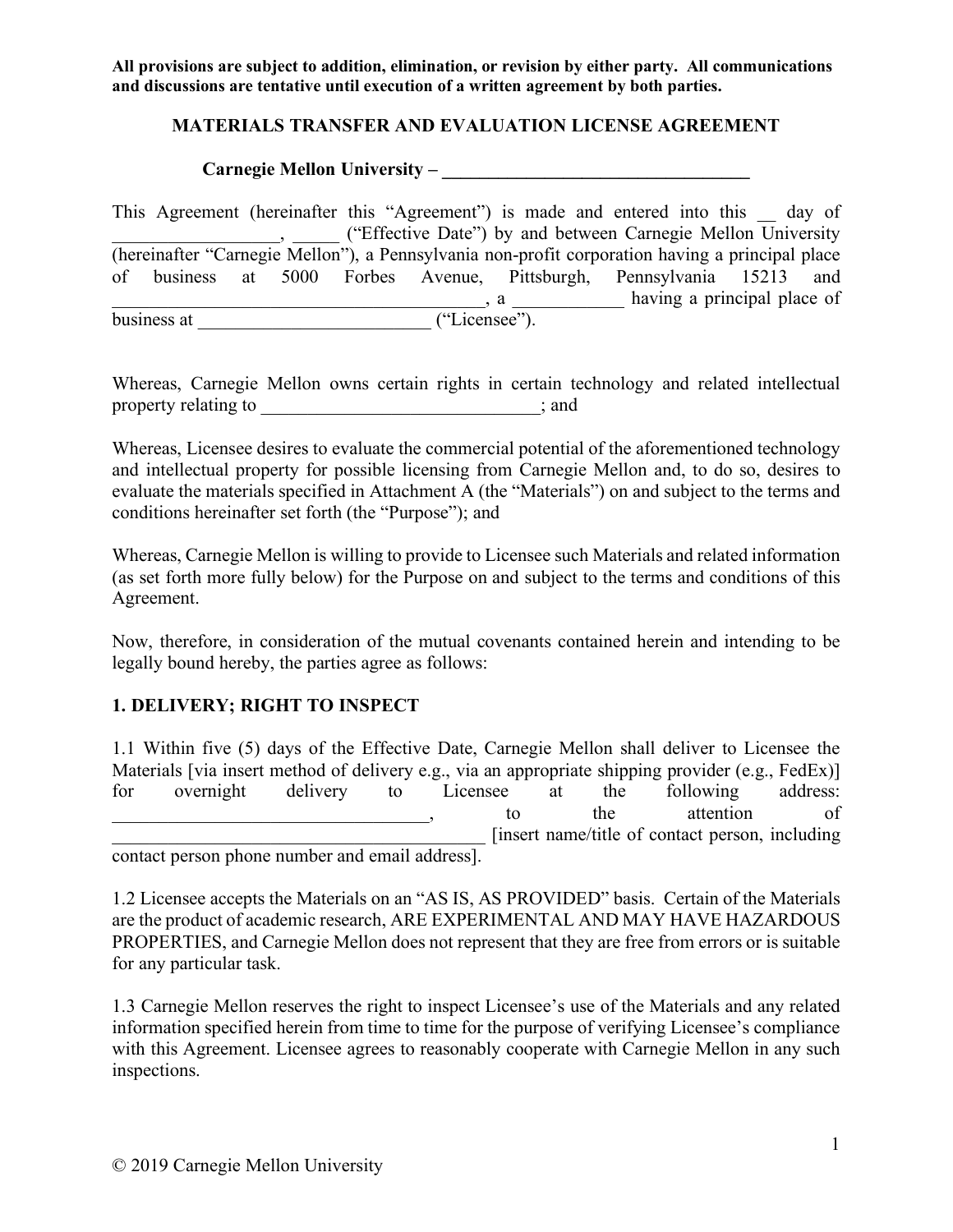**All provisions are subject to addition, elimination, or revision by either party. All communications and discussions are tentative until execution of a written agreement by both parties.**

# MATERIALS TRANSFER AND EVALUATION LICENSE AGREEMENT

**Carnegie Mellon University – ___________________________________**

This Agreement (hereinafter this "Agreement") is made and entered into this __ day of __________________, _____ ("Effective Date") by and between Carnegie Mellon University (hereinafter "Carnegie Mellon"), a Pennsylvania non-profit corporation having a principal place of business at 5000 Forbes Avenue, Pittsburgh, Pennsylvania 15213 and _______________________________________, a ____________ having a principal place of business at _________________________ ("Licensee").

Whereas, Carnegie Mellon owns certain rights in certain technology and related intellectual property relating to _______________________________; and

Whereas, Licensee desires to evaluate the commercial potential of the aforementioned technology and intellectual property for possible licensing from Carnegie Mellon and, to do so, desires to evaluate the materials specified in Attachment A (the "Materials") on and subject to the terms and conditions hereinafter set forth (the "Purpose"); and

Whereas, Carnegie Mellon is willing to provide to Licensee such Materials and related information (as set forth more fully below) for the Purpose on and subject to the terms and conditions of this Agreement.

Now, therefore, in consideration of the mutual covenants contained herein and intending to be legally bound hereby, the parties agree as follows:

## 1. DELIVERY; RIGHT TO INSPECT

1.1 Within five (5) days of the Effective Date, Carnegie Mellon shall deliver to Licensee the Materials [via insert method of delivery e.g., via an appropriate shipping provider (e.g., FedEx)] for overnight delivery to Licensee at the following address: ___________________________________, to the attention of _________________________________________ [insert name/title of contact person, including contact person phone number and email address].

1.2 Licensee accepts the Materials on an "AS IS, AS PROVIDED" basis. Certain of the Materials are the product of academic research, ARE EXPERIMENTAL AND MAY HAVE HAZARDOUS PROPERTIES, and Carnegie Mellon does not represent that they are free from errors or is suitable for any particular task.

1.3 Carnegie Mellon reserves the right to inspect Licensee's use of the Materials and any related information specified herein from time to time for the purpose of verifying Licensee's compliance with this Agreement. Licensee agrees to reasonably cooperate with Carnegie Mellon in any such inspections.

© 2019 Carnegie Mellon University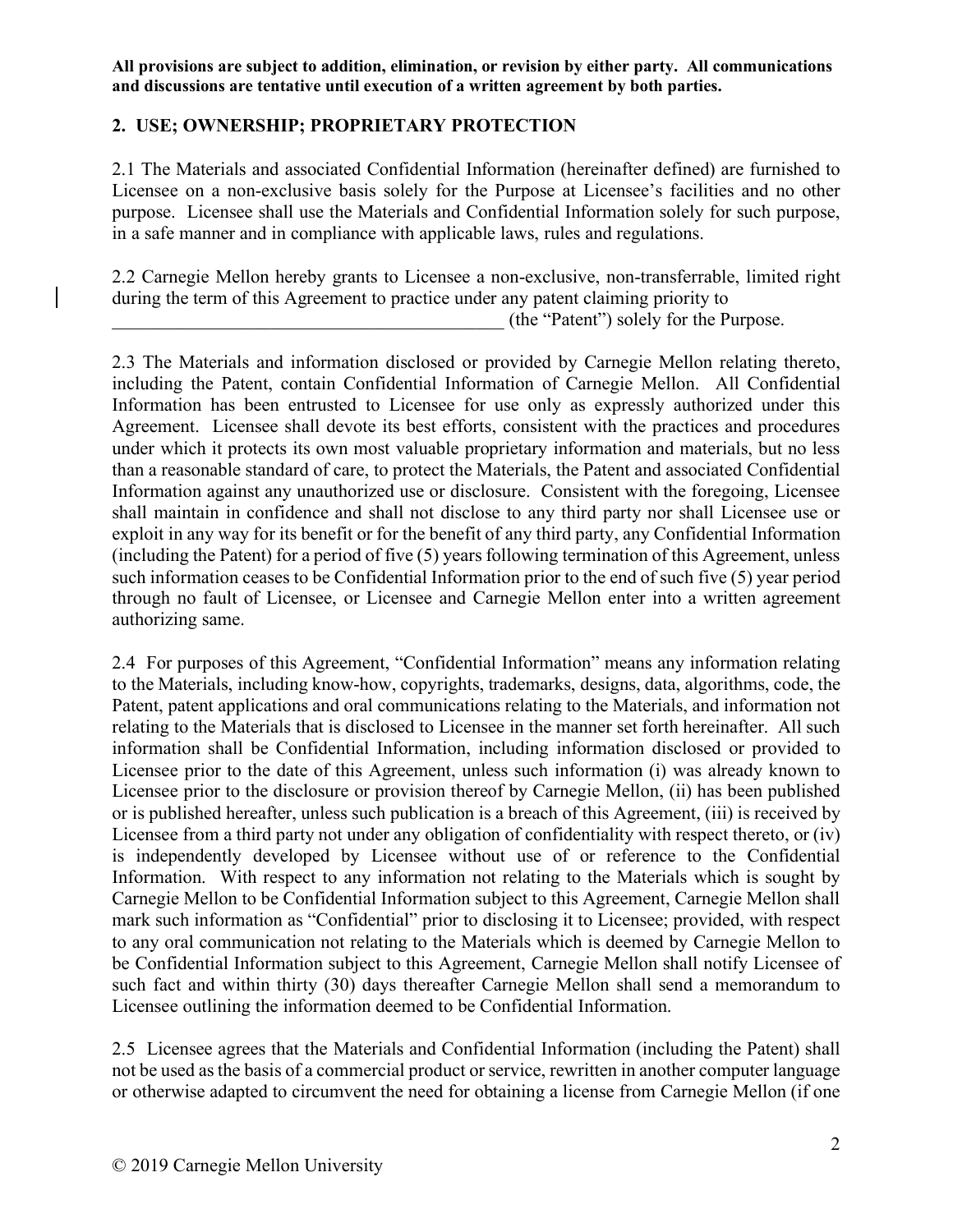**All provisions are subject to addition, elimination, or revision by either party. All communications and discussions are tentative until execution of a written agreement by both parties.**

## 2. USE; OWNERSHIP; PROPRIETARY PROTECTION

2.1 The Materials and associated Confidential Information (hereinafter defined) are furnished to Licensee on a non-exclusive basis solely for the Purpose at Licensee's facilities and no other purpose. Licensee shall use the Materials and Confidential Information solely for such purpose, in a safe manner and in compliance with applicable laws, rules and regulations.

2.2 Carnegie Mellon hereby grants to Licensee a non-exclusive, non-transferrable, limited right during the term of this Agreement to practice under any patent claiming priority to \_\_\_\_\_\_\_\_\_\_\_\_\_\_\_\_\_\_\_\_\_\_\_\_\_\_\_\_\_\_\_\_\_\_\_\_\_\_\_\_\_\_\_\_ (the "Patent") solely for the Purpose.

2.3 The Materials and information disclosed or provided by Carnegie Mellon relating thereto, including the Patent, contain Confidential Information of Carnegie Mellon. All Confidential Information has been entrusted to Licensee for use only as expressly authorized under this Agreement. Licensee shall devote its best efforts, consistent with the practices and procedures under which it protects its own most valuable proprietary information and materials, but no less than a reasonable standard of care, to protect the Materials, the Patent and associated Confidential Information against any unauthorized use or disclosure. Consistent with the foregoing, Licensee shall maintain in confidence and shall not disclose to any third party nor shall Licensee use or exploit in any way for its benefit or for the benefit of any third party, any Confidential Information (including the Patent) for a period of five (5) years following termination of this Agreement, unless such information ceases to be Confidential Information prior to the end of such five (5) year period through no fault of Licensee, or Licensee and Carnegie Mellon enter into a written agreement authorizing same.

2.4 For purposes of this Agreement, "Confidential Information" means any information relating to the Materials, including know-how, copyrights, trademarks, designs, data, algorithms, code, the Patent, patent applications and oral communications relating to the Materials, and information not relating to the Materials that is disclosed to Licensee in the manner set forth hereinafter. All such information shall be Confidential Information, including information disclosed or provided to Licensee prior to the date of this Agreement, unless such information (i) was already known to Licensee prior to the disclosure or provision thereof by Carnegie Mellon, (ii) has been published or is published hereafter, unless such publication is a breach of this Agreement, (iii) is received by Licensee from a third party not under any obligation of confidentiality with respect thereto, or (iv) is independently developed by Licensee without use of or reference to the Confidential Information. With respect to any information not relating to the Materials which is sought by Carnegie Mellon to be Confidential Information subject to this Agreement, Carnegie Mellon shall mark such information as "Confidential" prior to disclosing it to Licensee; provided, with respect to any oral communication not relating to the Materials which is deemed by Carnegie Mellon to be Confidential Information subject to this Agreement, Carnegie Mellon shall notify Licensee of such fact and within thirty (30) days thereafter Carnegie Mellon shall send a memorandum to Licensee outlining the information deemed to be Confidential Information.

2.5 Licensee agrees that the Materials and Confidential Information (including the Patent) shall not be used as the basis of a commercial product or service, rewritten in another computer language or otherwise adapted to circumvent the need for obtaining a license from Carnegie Mellon (if one

© 2019 Carnegie Mellon University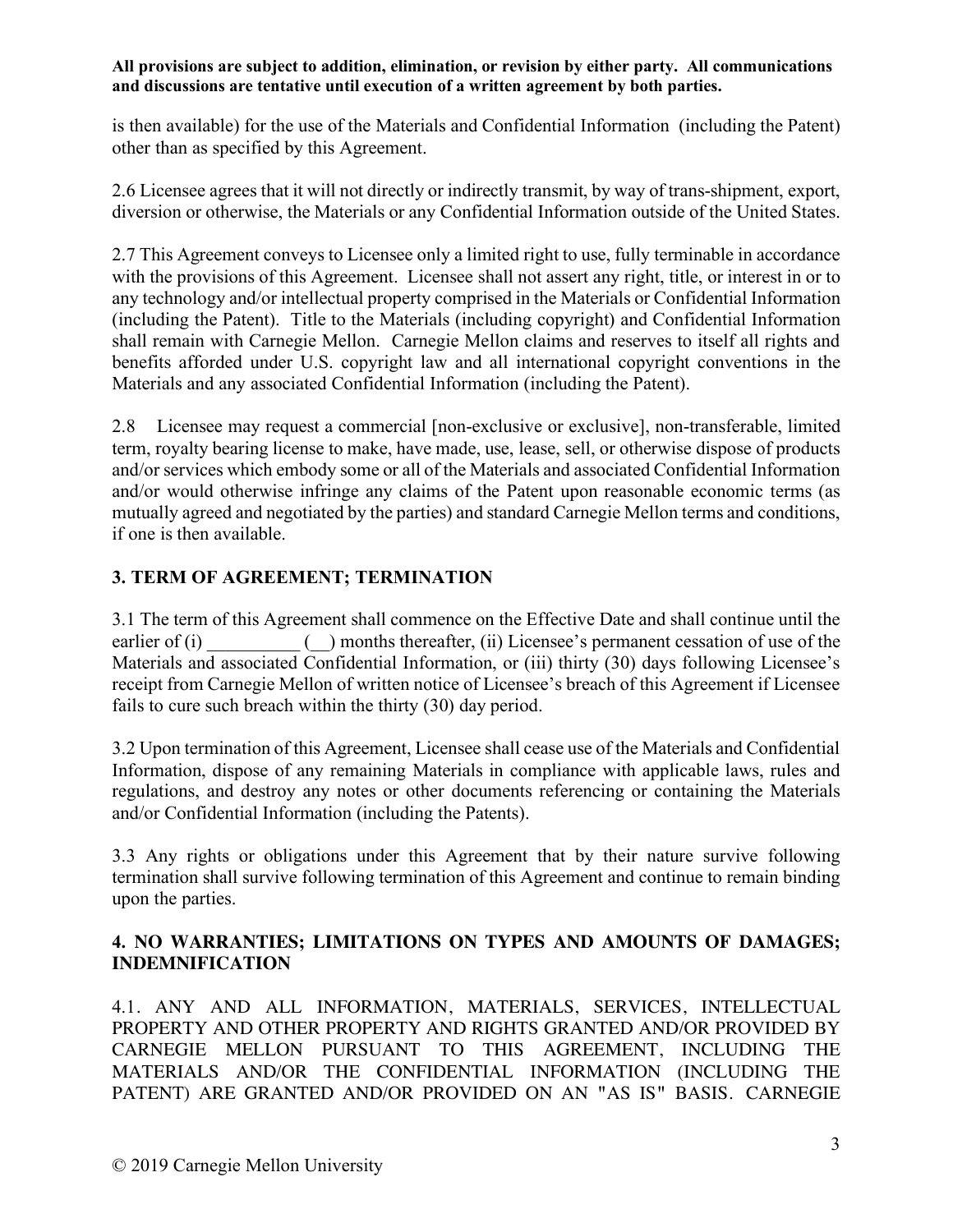**All provisions are subject to addition, elimination, or revision by either party. All communications and discussions are tentative until execution of a written agreement by both parties.**

is then available) for the use of the Materials and Confidential Information (including the Patent) other than as specified by this Agreement.

2.6 Licensee agrees that it will not directly or indirectly transmit, by way of trans-shipment, export, diversion or otherwise, the Materials or any Confidential Information outside of the United States.

2.7 This Agreement conveys to Licensee only a limited right to use, fully terminable in accordance with the provisions of this Agreement. Licensee shall not assert any right, title, or interest in or to any technology and/or intellectual property comprised in the Materials or Confidential Information (including the Patent). Title to the Materials (including copyright) and Confidential Information shall remain with Carnegie Mellon. Carnegie Mellon claims and reserves to itself all rights and benefits afforded under U.S. copyright law and all international copyright conventions in the Materials and any associated Confidential Information (including the Patent).

2.8 Licensee may request a commercial [non-exclusive or exclusive], non-transferable, limited term, royalty bearing license to make, have made, use, lease, sell, or otherwise dispose of products and/or services which embody some or all of the Materials and associated Confidential Information and/or would otherwise infringe any claims of the Patent upon reasonable economic terms (as mutually agreed and negotiated by the parties) and standard Carnegie Mellon terms and conditions, if one is then available.

## 3. TERM OF AGREEMENT; TERMINATION

3.1 The term of this Agreement shall commence on the Effective Date and shall continue until the earlier of (i) __________ (__) months thereafter, (ii) Licensee's permanent cessation of use of the Materials and associated Confidential Information, or (iii) thirty (30) days following Licensee's receipt from Carnegie Mellon of written notice of Licensee's breach of this Agreement if Licensee fails to cure such breach within the thirty (30) day period.

3.2 Upon termination of this Agreement, Licensee shall cease use of the Materials and Confidential Information, dispose of any remaining Materials in compliance with applicable laws, rules and regulations, and destroy any notes or other documents referencing or containing the Materials and/or Confidential Information (including the Patents).

3.3 Any rights or obligations under this Agreement that by their nature survive following termination shall survive following termination of this Agreement and continue to remain binding upon the parties.

## 4. NO WARRANTIES; LIMITATIONS ON TYPES AND AMOUNTS OF DAMAGES; INDEMNIFICATION

4.1. ANY AND ALL INFORMATION, MATERIALS, SERVICES, INTELLECTUAL PROPERTY AND OTHER PROPERTY AND RIGHTS GRANTED AND/OR PROVIDED BY CARNEGIE MELLON PURSUANT TO THIS AGREEMENT, INCLUDING THE MATERIALS AND/OR THE CONFIDENTIAL INFORMATION (INCLUDING THE PATENT) ARE GRANTED AND/OR PROVIDED ON AN "AS IS" BASIS. CARNEGIE

© 2019 Carnegie Mellon University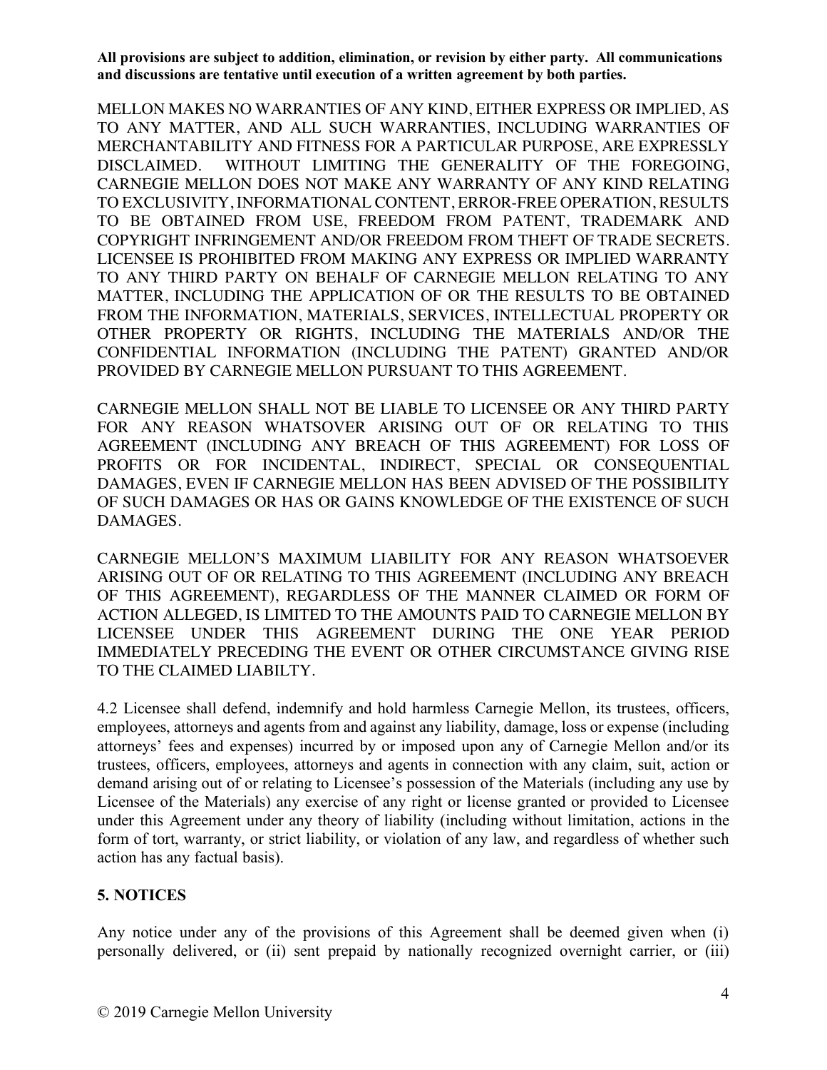**All provisions are subject to addition, elimination, or revision by either party. All communications and discussions are tentative until execution of a written agreement by both parties.**

MELLON MAKES NO WARRANTIES OF ANY KIND, EITHER EXPRESS OR IMPLIED, AS TO ANY MATTER, AND ALL SUCH WARRANTIES, INCLUDING WARRANTIES OF MERCHANTABILITY AND FITNESS FOR A PARTICULAR PURPOSE, ARE EXPRESSLY DISCLAIMED. WITHOUT LIMITING THE GENERALITY OF THE FOREGOING, CARNEGIE MELLON DOES NOT MAKE ANY WARRANTY OF ANY KIND RELATING TO EXCLUSIVITY, INFORMATIONAL CONTENT, ERROR-FREE OPERATION, RESULTS TO BE OBTAINED FROM USE, FREEDOM FROM PATENT, TRADEMARK AND COPYRIGHT INFRINGEMENT AND/OR FREEDOM FROM THEFT OF TRADE SECRETS. LICENSEE IS PROHIBITED FROM MAKING ANY EXPRESS OR IMPLIED WARRANTY TO ANY THIRD PARTY ON BEHALF OF CARNEGIE MELLON RELATING TO ANY MATTER, INCLUDING THE APPLICATION OF OR THE RESULTS TO BE OBTAINED FROM THE INFORMATION, MATERIALS, SERVICES, INTELLECTUAL PROPERTY OR OTHER PROPERTY OR RIGHTS, INCLUDING THE MATERIALS AND/OR THE CONFIDENTIAL INFORMATION (INCLUDING THE PATENT) GRANTED AND/OR PROVIDED BY CARNEGIE MELLON PURSUANT TO THIS AGREEMENT.

CARNEGIE MELLON SHALL NOT BE LIABLE TO LICENSEE OR ANY THIRD PARTY FOR ANY REASON WHATSOVER ARISING OUT OF OR RELATING TO THIS AGREEMENT (INCLUDING ANY BREACH OF THIS AGREEMENT) FOR LOSS OF PROFITS OR FOR INCIDENTAL, INDIRECT, SPECIAL OR CONSEQUENTIAL DAMAGES, EVEN IF CARNEGIE MELLON HAS BEEN ADVISED OF THE POSSIBILITY OF SUCH DAMAGES OR HAS OR GAINS KNOWLEDGE OF THE EXISTENCE OF SUCH DAMAGES.

CARNEGIE MELLON'S MAXIMUM LIABILITY FOR ANY REASON WHATSOEVER ARISING OUT OF OR RELATING TO THIS AGREEMENT (INCLUDING ANY BREACH OF THIS AGREEMENT), REGARDLESS OF THE MANNER CLAIMED OR FORM OF ACTION ALLEGED, IS LIMITED TO THE AMOUNTS PAID TO CARNEGIE MELLON BY LICENSEE UNDER THIS AGREEMENT DURING THE ONE YEAR PERIOD IMMEDIATELY PRECEDING THE EVENT OR OTHER CIRCUMSTANCE GIVING RISE TO THE CLAIMED LIABILTY.

4.2 Licensee shall defend, indemnify and hold harmless Carnegie Mellon, its trustees, officers, employees, attorneys and agents from and against any liability, damage, loss or expense (including attorneys' fees and expenses) incurred by or imposed upon any of Carnegie Mellon and/or its trustees, officers, employees, attorneys and agents in connection with any claim, suit, action or demand arising out of or relating to Licensee's possession of the Materials (including any use by Licensee of the Materials) any exercise of any right or license granted or provided to Licensee under this Agreement under any theory of liability (including without limitation, actions in the form of tort, warranty, or strict liability, or violation of any law, and regardless of whether such action has any factual basis).

## 5. NOTICES

Any notice under any of the provisions of this Agreement shall be deemed given when (i) personally delivered, or (ii) sent prepaid by nationally recognized overnight carrier, or (iii)

© 2019 Carnegie Mellon University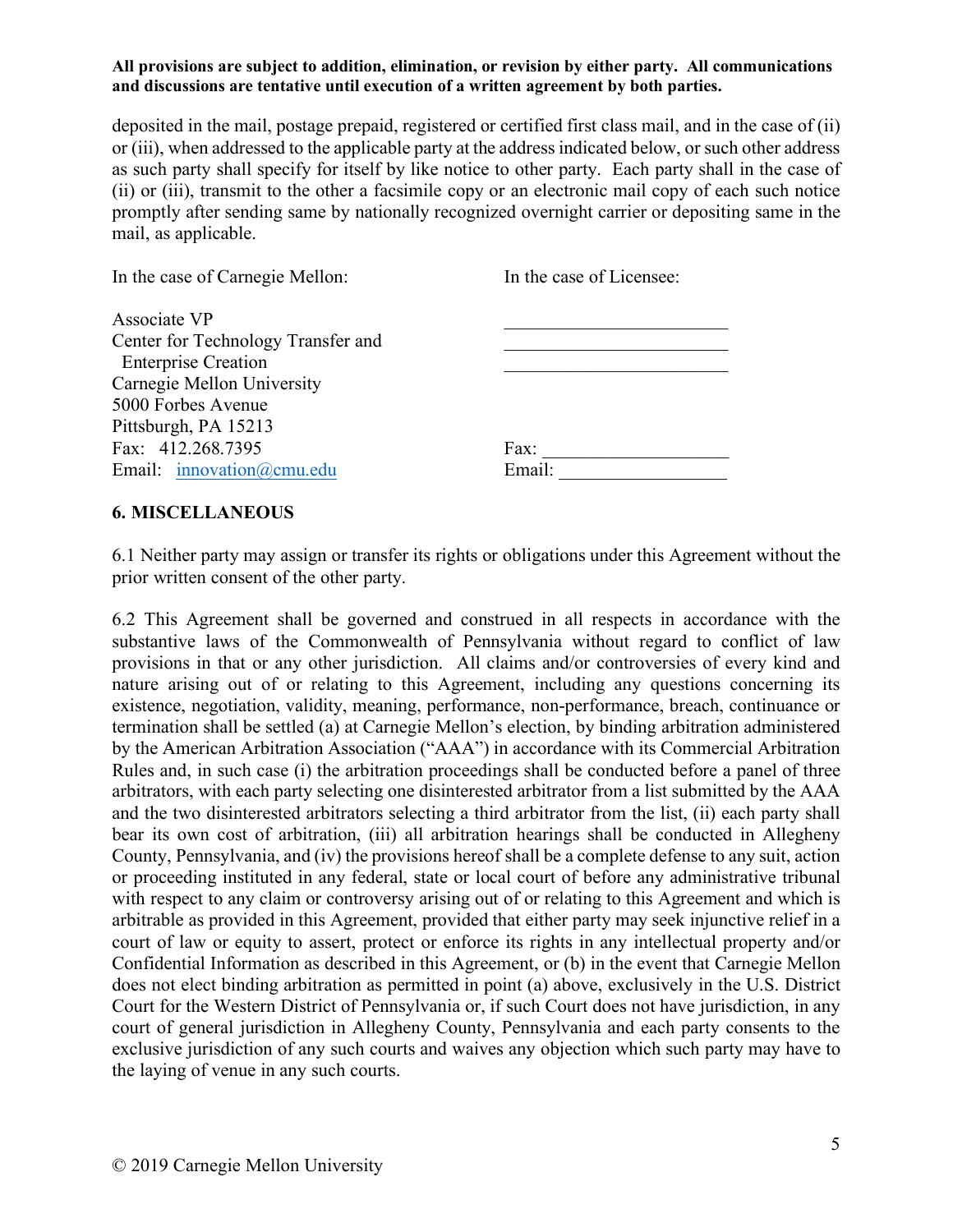**All provisions are subject to addition, elimination, or revision by either party. All communications and discussions are tentative until execution of a written agreement by both parties.**

deposited in the mail, postage prepaid, registered or certified first class mail, and in the case of (ii) or (iii), when addressed to the applicable party at the address indicated below, or such other address as such party shall specify for itself by like notice to other party. Each party shall in the case of (ii) or (iii), transmit to the other a facsimile copy or an electronic mail copy of each such notice promptly after sending same by nationally recognized overnight carrier or depositing same in the mail, as applicable.

In the case of Carnegie Mellon:

Associate VP
Center for Technology Transfer and Enterprise Creation
Carnegie Mellon University
5000 Forbes Avenue
Pittsburgh, PA 15213
Fax: 412.268.7395
Email: innovation@cmu.edu

In the case of Licensee:

________________________
________________________
________________________

Fax: ___________________
Email: _________________

## 6. MISCELLANEOUS

6.1 Neither party may assign or transfer its rights or obligations under this Agreement without the prior written consent of the other party.

6.2 This Agreement shall be governed and construed in all respects in accordance with the substantive laws of the Commonwealth of Pennsylvania without regard to conflict of law provisions in that or any other jurisdiction. All claims and/or controversies of every kind and nature arising out of or relating to this Agreement, including any questions concerning its existence, negotiation, validity, meaning, performance, non-performance, breach, continuance or termination shall be settled (a) at Carnegie Mellon's election, by binding arbitration administered by the American Arbitration Association ("AAA") in accordance with its Commercial Arbitration Rules and, in such case (i) the arbitration proceedings shall be conducted before a panel of three arbitrators, with each party selecting one disinterested arbitrator from a list submitted by the AAA and the two disinterested arbitrators selecting a third arbitrator from the list, (ii) each party shall bear its own cost of arbitration, (iii) all arbitration hearings shall be conducted in Allegheny County, Pennsylvania, and (iv) the provisions hereof shall be a complete defense to any suit, action or proceeding instituted in any federal, state or local court of before any administrative tribunal with respect to any claim or controversy arising out of or relating to this Agreement and which is arbitrable as provided in this Agreement, provided that either party may seek injunctive relief in a court of law or equity to assert, protect or enforce its rights in any intellectual property and/or Confidential Information as described in this Agreement, or (b) in the event that Carnegie Mellon does not elect binding arbitration as permitted in point (a) above, exclusively in the U.S. District Court for the Western District of Pennsylvania or, if such Court does not have jurisdiction, in any court of general jurisdiction in Allegheny County, Pennsylvania and each party consents to the exclusive jurisdiction of any such courts and waives any objection which such party may have to the laying of venue in any such courts.

© 2019 Carnegie Mellon University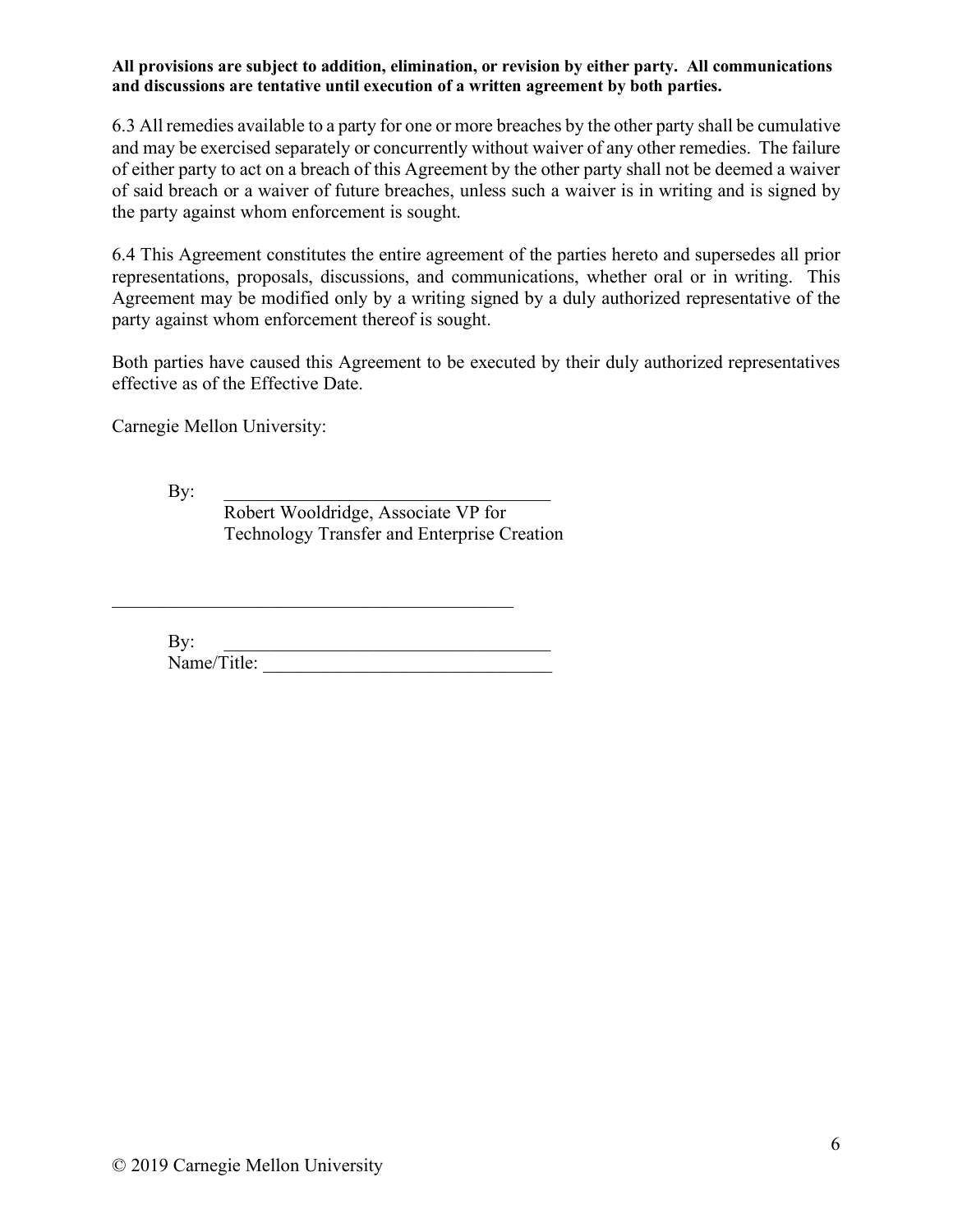**All provisions are subject to addition, elimination, or revision by either party. All communications and discussions are tentative until execution of a written agreement by both parties.**

6.3 All remedies available to a party for one or more breaches by the other party shall be cumulative and may be exercised separately or concurrently without waiver of any other remedies. The failure of either party to act on a breach of this Agreement by the other party shall not be deemed a waiver of said breach or a waiver of future breaches, unless such a waiver is in writing and is signed by the party against whom enforcement is sought.

6.4 This Agreement constitutes the entire agreement of the parties hereto and supersedes all prior representations, proposals, discussions, and communications, whether oral or in writing. This Agreement may be modified only by a writing signed by a duly authorized representative of the party against whom enforcement thereof is sought.

Both parties have caused this Agreement to be executed by their duly authorized representatives effective as of the Effective Date.

Carnegie Mellon University:

By: ___________________________________
Robert Wooldridge, Associate VP for Technology Transfer and Enterprise Creation

___________________________________________

By: ___________________________________
Name/Title: _______________________________

© 2019 Carnegie Mellon University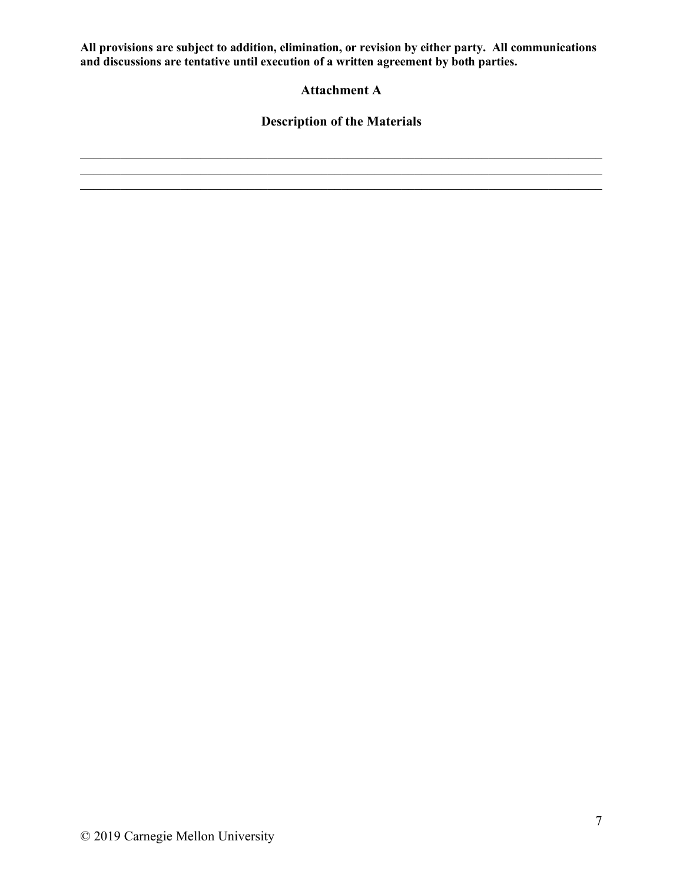**All provisions are subject to addition, elimination, or revision by either party. All communications and discussions are tentative until execution of a written agreement by both parties.**

## Attachment A

## Description of the Materials

___________________________________________________________________________

___________________________________________________________________________

___________________________________________________________________________

© 2019 Carnegie Mellon University